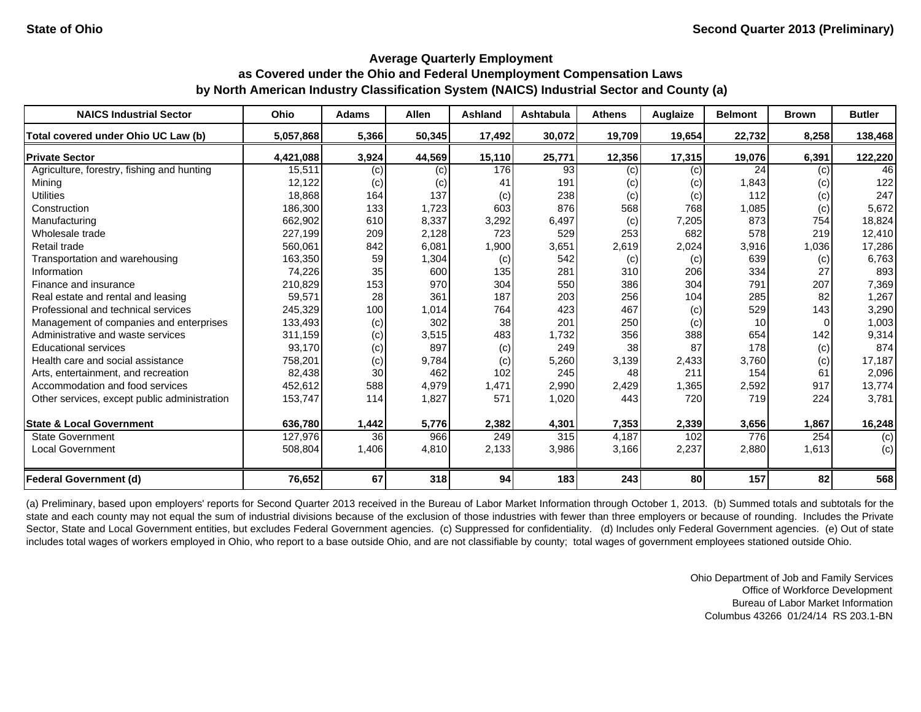State of Ohio

Second Quarter 2013 (Preliminary)

## Average Quarterly Employment
## as Covered under the Ohio and Federal Unemployment Compensation Laws
## by North American Industry Classification System (NAICS) Industrial Sector and County (a)

| NAICS Industrial Sector | Ohio | Adams | Allen | Ashland | Ashtabula | Athens | Auglaize | Belmont | Brown | Butler |
|---|---|---|---|---|---|---|---|---|---|---|
| **Total covered under Ohio UC Law (b)** | **5,057,868** | **5,366** | **50,345** | **17,492** | **30,072** | **19,709** | **19,654** | **22,732** | **8,258** | **138,468** |
| **Private Sector** | **4,421,088** | **3,924** | **44,569** | **15,110** | **25,771** | **12,356** | **17,315** | **19,076** | **6,391** | **122,220** |
| Agriculture, forestry, fishing and hunting | 15,511 | (c) | (c) | 176 | 93 | (c) | (c) | 24 | (c) | 46 |
| Mining | 12,122 | (c) | (c) | 41 | 191 | (c) | (c) | 1,843 | (c) | 122 |
| Utilities | 18,868 | 164 | 137 | (c) | 238 | (c) | (c) | 112 | (c) | 247 |
| Construction | 186,300 | 133 | 1,723 | 603 | 876 | 568 | 768 | 1,085 | (c) | 5,672 |
| Manufacturing | 662,902 | 610 | 8,337 | 3,292 | 6,497 | (c) | 7,205 | 873 | 754 | 18,824 |
| Wholesale trade | 227,199 | 209 | 2,128 | 723 | 529 | 253 | 682 | 578 | 219 | 12,410 |
| Retail trade | 560,061 | 842 | 6,081 | 1,900 | 3,651 | 2,619 | 2,024 | 3,916 | 1,036 | 17,286 |
| Transportation and warehousing | 163,350 | 59 | 1,304 | (c) | 542 | (c) | (c) | 639 | (c) | 6,763 |
| Information | 74,226 | 35 | 600 | 135 | 281 | 310 | 206 | 334 | 27 | 893 |
| Finance and insurance | 210,829 | 153 | 970 | 304 | 550 | 386 | 304 | 791 | 207 | 7,369 |
| Real estate and rental and leasing | 59,571 | 28 | 361 | 187 | 203 | 256 | 104 | 285 | 82 | 1,267 |
| Professional and technical services | 245,329 | 100 | 1,014 | 764 | 423 | 467 | (c) | 529 | 143 | 3,290 |
| Management of companies and enterprises | 133,493 | (c) | 302 | 38 | 201 | 250 | (c) | 10 | 0 | 1,003 |
| Administrative and waste services | 311,159 | (c) | 3,515 | 483 | 1,732 | 356 | 388 | 654 | 142 | 9,314 |
| Educational services | 93,170 | (c) | 897 | (c) | 249 | 38 | 87 | 178 | (c) | 874 |
| Health care and social assistance | 758,201 | (c) | 9,784 | (c) | 5,260 | 3,139 | 2,433 | 3,760 | (c) | 17,187 |
| Arts, entertainment, and recreation | 82,438 | 30 | 462 | 102 | 245 | 48 | 211 | 154 | 61 | 2,096 |
| Accommodation and food services | 452,612 | 588 | 4,979 | 1,471 | 2,990 | 2,429 | 1,365 | 2,592 | 917 | 13,774 |
| Other services, except public administration | 153,747 | 114 | 1,827 | 571 | 1,020 | 443 | 720 | 719 | 224 | 3,781 |
| **State & Local Government** | **636,780** | **1,442** | **5,776** | **2,382** | **4,301** | **7,353** | **2,339** | **3,656** | **1,867** | **16,248** |
| State Government | 127,976 | 36 | 966 | 249 | 315 | 4,187 | 102 | 776 | 254 | (c) |
| Local Government | 508,804 | 1,406 | 4,810 | 2,133 | 3,986 | 3,166 | 2,237 | 2,880 | 1,613 | (c) |
| **Federal Government (d)** | **76,652** | **67** | **318** | **94** | **183** | **243** | **80** | **157** | **82** | **568** |

(a) Preliminary, based upon employers' reports for Second Quarter 2013 received in the Bureau of Labor Market Information through October 1, 2013. (b) Summed totals and subtotals for the state and each county may not equal the sum of industrial divisions because of the exclusion of those industries with fewer than three employers or because of rounding. Includes the Private Sector, State and Local Government entities, but excludes Federal Government agencies. (c) Suppressed for confidentiality. (d) Includes only Federal Government agencies. (e) Out of state includes total wages of workers employed in Ohio, who report to a base outside Ohio, and are not classifiable by county; total wages of government employees stationed outside Ohio.

Ohio Department of Job and Family Services
Office of Workforce Development
Bureau of Labor Market Information
Columbus 43266 01/24/14 RS 203.1-BN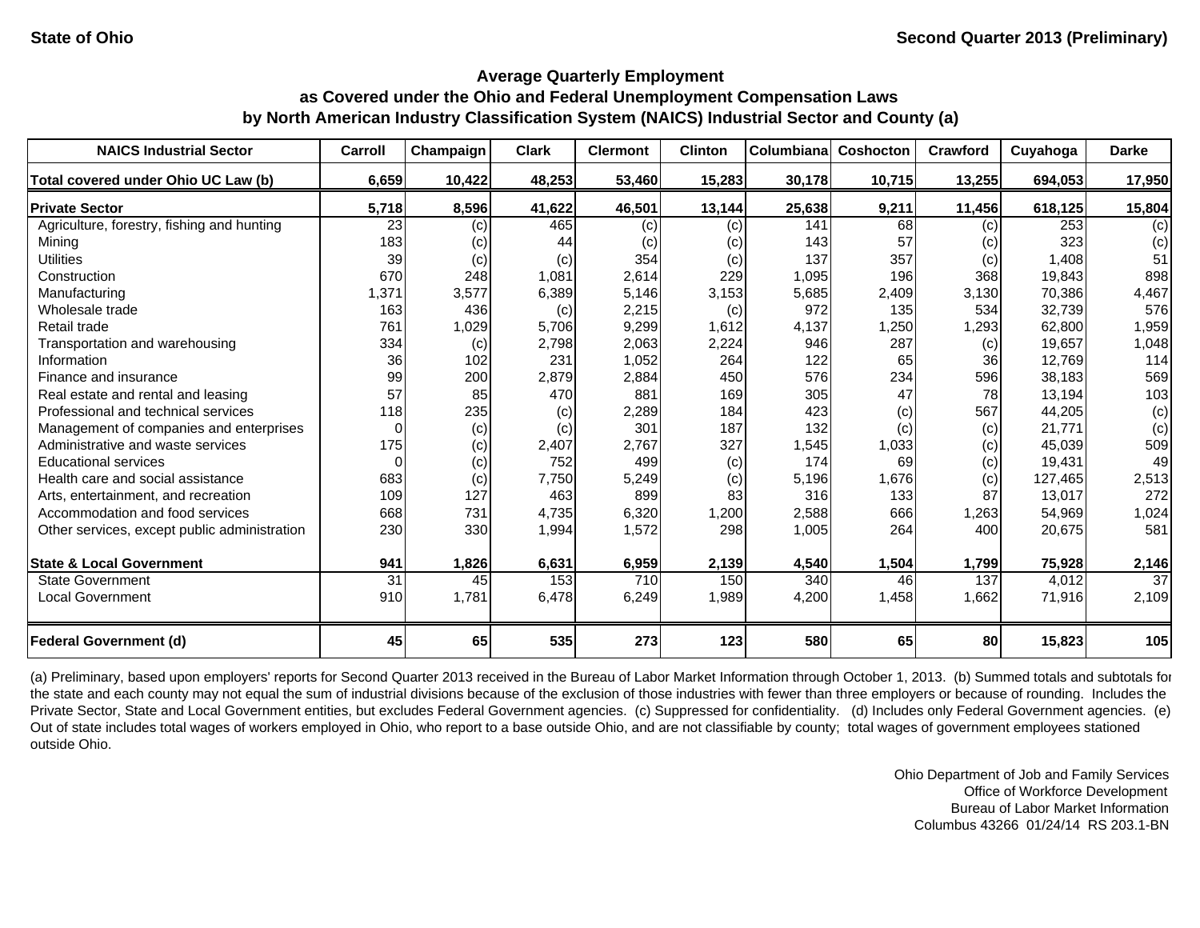State of Ohio

Second Quarter 2013 (Preliminary)

## Average Quarterly Employment
## as Covered under the Ohio and Federal Unemployment Compensation Laws
## by North American Industry Classification System (NAICS) Industrial Sector and County (a)

| NAICS Industrial Sector | Carroll | Champaign | Clark | Clermont | Clinton | Columbiana | Coshocton | Crawford | Cuyahoga | Darke |
|---|---|---|---|---|---|---|---|---|---|---|
| **Total covered under Ohio UC Law (b)** | **6,659** | **10,422** | **48,253** | **53,460** | **15,283** | **30,178** | **10,715** | **13,255** | **694,053** | **17,950** |
| **Private Sector** | **5,718** | **8,596** | **41,622** | **46,501** | **13,144** | **25,638** | **9,211** | **11,456** | **618,125** | **15,804** |
| Agriculture, forestry, fishing and hunting | 23 | (c) | 465 | (c) | (c) | 141 | 68 | (c) | 253 | (c) |
| Mining | 183 | (c) | 44 | (c) | (c) | 143 | 57 | (c) | 323 | (c) |
| Utilities | 39 | (c) | (c) | 354 | (c) | 137 | 357 | (c) | 1,408 | 51 |
| Construction | 670 | 248 | 1,081 | 2,614 | 229 | 1,095 | 196 | 368 | 19,843 | 898 |
| Manufacturing | 1,371 | 3,577 | 6,389 | 5,146 | 3,153 | 5,685 | 2,409 | 3,130 | 70,386 | 4,467 |
| Wholesale trade | 163 | 436 | (c) | 2,215 | (c) | 972 | 135 | 534 | 32,739 | 576 |
| Retail trade | 761 | 1,029 | 5,706 | 9,299 | 1,612 | 4,137 | 1,250 | 1,293 | 62,800 | 1,959 |
| Transportation and warehousing | 334 | (c) | 2,798 | 2,063 | 2,224 | 946 | 287 | (c) | 19,657 | 1,048 |
| Information | 36 | 102 | 231 | 1,052 | 264 | 122 | 65 | 36 | 12,769 | 114 |
| Finance and insurance | 99 | 200 | 2,879 | 2,884 | 450 | 576 | 234 | 596 | 38,183 | 569 |
| Real estate and rental and leasing | 57 | 85 | 470 | 881 | 169 | 305 | 47 | 78 | 13,194 | 103 |
| Professional and technical services | 118 | 235 | (c) | 2,289 | 184 | 423 | (c) | 567 | 44,205 | (c) |
| Management of companies and enterprises | 0 | (c) | (c) | 301 | 187 | 132 | (c) | (c) | 21,771 | (c) |
| Administrative and waste services | 175 | (c) | 2,407 | 2,767 | 327 | 1,545 | 1,033 | (c) | 45,039 | 509 |
| Educational services | 0 | (c) | 752 | 499 | (c) | 174 | 69 | (c) | 19,431 | 49 |
| Health care and social assistance | 683 | (c) | 7,750 | 5,249 | (c) | 5,196 | 1,676 | (c) | 127,465 | 2,513 |
| Arts, entertainment, and recreation | 109 | 127 | 463 | 899 | 83 | 316 | 133 | 87 | 13,017 | 272 |
| Accommodation and food services | 668 | 731 | 4,735 | 6,320 | 1,200 | 2,588 | 666 | 1,263 | 54,969 | 1,024 |
| Other services, except public administration | 230 | 330 | 1,994 | 1,572 | 298 | 1,005 | 264 | 400 | 20,675 | 581 |
| **State & Local Government** | **941** | **1,826** | **6,631** | **6,959** | **2,139** | **4,540** | **1,504** | **1,799** | **75,928** | **2,146** |
| State Government | 31 | 45 | 153 | 710 | 150 | 340 | 46 | 137 | 4,012 | 37 |
| Local Government | 910 | 1,781 | 6,478 | 6,249 | 1,989 | 4,200 | 1,458 | 1,662 | 71,916 | 2,109 |
| **Federal Government (d)** | **45** | **65** | **535** | **273** | **123** | **580** | **65** | **80** | **15,823** | **105** |

(a) Preliminary, based upon employers' reports for Second Quarter 2013 received in the Bureau of Labor Market Information through October 1, 2013. (b) Summed totals and subtotals for the state and each county may not equal the sum of industrial divisions because of the exclusion of those industries with fewer than three employers or because of rounding. Includes the Private Sector, State and Local Government entities, but excludes Federal Government agencies. (c) Suppressed for confidentiality. (d) Includes only Federal Government agencies. (e) Out of state includes total wages of workers employed in Ohio, who report to a base outside Ohio, and are not classifiable by county; total wages of government employees stationed outside Ohio.

Ohio Department of Job and Family Services
Office of Workforce Development
Bureau of Labor Market Information
Columbus 43266 01/24/14 RS 203.1-BN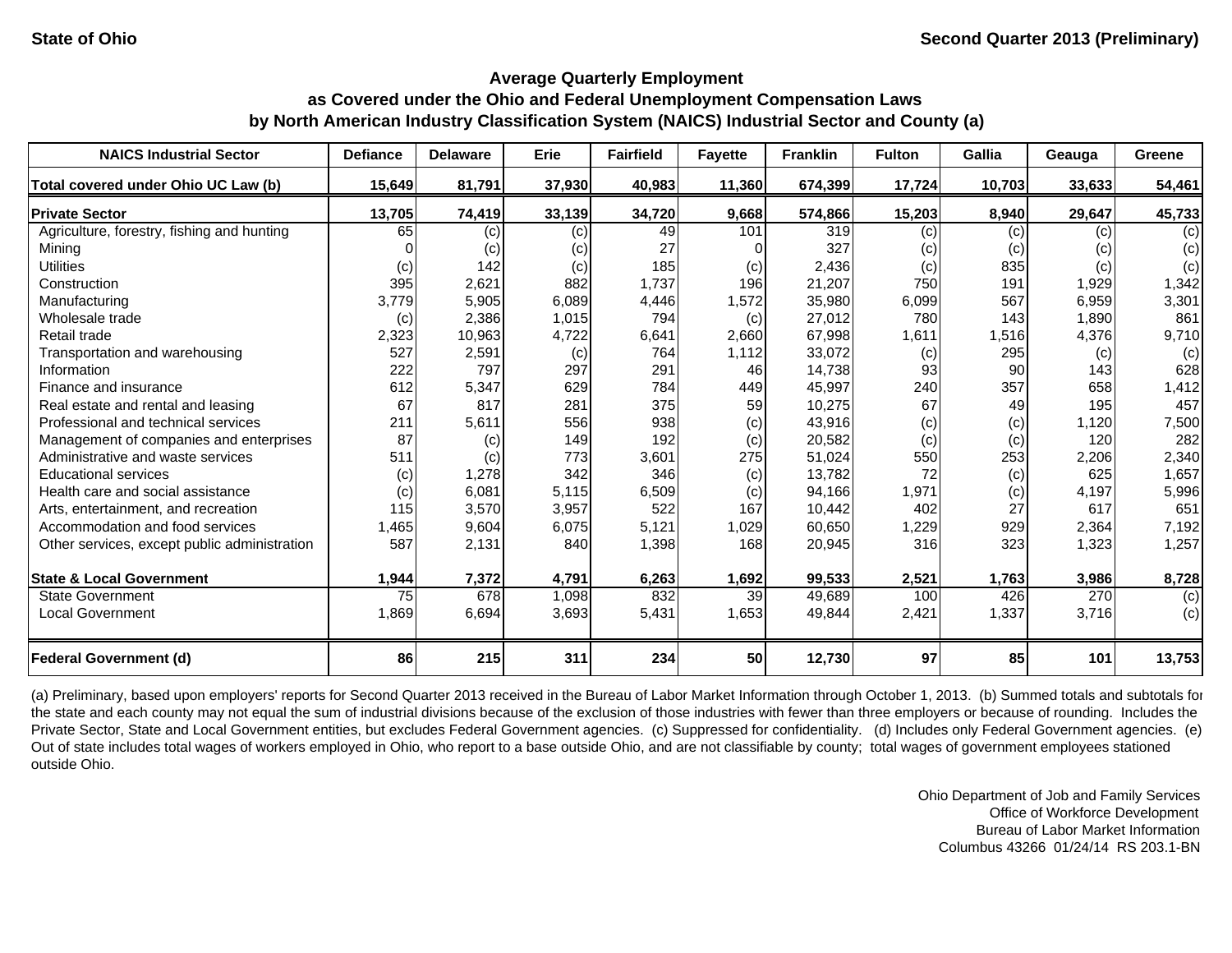State of Ohio | Second Quarter 2013 (Preliminary)

## Average Quarterly Employment as Covered under the Ohio and Federal Unemployment Compensation Laws by North American Industry Classification System (NAICS) Industrial Sector and County (a)

| NAICS Industrial Sector | Defiance | Delaware | Erie | Fairfield | Fayette | Franklin | Fulton | Gallia | Geauga | Greene |
|---|---|---|---|---|---|---|---|---|---|---|
| **Total covered under Ohio UC Law (b)** | **15,649** | **81,791** | **37,930** | **40,983** | **11,360** | **674,399** | **17,724** | **10,703** | **33,633** | **54,461** |
| **Private Sector** | **13,705** | **74,419** | **33,139** | **34,720** | **9,668** | **574,866** | **15,203** | **8,940** | **29,647** | **45,733** |
| Agriculture, forestry, fishing and hunting | 65 | (c) | (c) | 49 | 101 | 319 | (c) | (c) | (c) | (c) |
| Mining | 0 | (c) | (c) | 27 | 0 | 327 | (c) | (c) | (c) | (c) |
| Utilities | (c) | 142 | (c) | 185 | (c) | 2,436 | (c) | 835 | (c) | (c) |
| Construction | 395 | 2,621 | 882 | 1,737 | 196 | 21,207 | 750 | 191 | 1,929 | 1,342 |
| Manufacturing | 3,779 | 5,905 | 6,089 | 4,446 | 1,572 | 35,980 | 6,099 | 567 | 6,959 | 3,301 |
| Wholesale trade | (c) | 2,386 | 1,015 | 794 | (c) | 27,012 | 780 | 143 | 1,890 | 861 |
| Retail trade | 2,323 | 10,963 | 4,722 | 6,641 | 2,660 | 67,998 | 1,611 | 1,516 | 4,376 | 9,710 |
| Transportation and warehousing | 527 | 2,591 | (c) | 764 | 1,112 | 33,072 | (c) | 295 | (c) | (c) |
| Information | 222 | 797 | 297 | 291 | 46 | 14,738 | 93 | 90 | 143 | 628 |
| Finance and insurance | 612 | 5,347 | 629 | 784 | 449 | 45,997 | 240 | 357 | 658 | 1,412 |
| Real estate and rental and leasing | 67 | 817 | 281 | 375 | 59 | 10,275 | 67 | 49 | 195 | 457 |
| Professional and technical services | 211 | 5,611 | 556 | 938 | (c) | 43,916 | (c) | (c) | 1,120 | 7,500 |
| Management of companies and enterprises | 87 | (c) | 149 | 192 | (c) | 20,582 | (c) | (c) | 120 | 282 |
| Administrative and waste services | 511 | (c) | 773 | 3,601 | 275 | 51,024 | 550 | 253 | 2,206 | 2,340 |
| Educational services | (c) | 1,278 | 342 | 346 | (c) | 13,782 | 72 | (c) | 625 | 1,657 |
| Health care and social assistance | (c) | 6,081 | 5,115 | 6,509 | (c) | 94,166 | 1,971 | (c) | 4,197 | 5,996 |
| Arts, entertainment, and recreation | 115 | 3,570 | 3,957 | 522 | 167 | 10,442 | 402 | 27 | 617 | 651 |
| Accommodation and food services | 1,465 | 9,604 | 6,075 | 5,121 | 1,029 | 60,650 | 1,229 | 929 | 2,364 | 7,192 |
| Other services, except public administration | 587 | 2,131 | 840 | 1,398 | 168 | 20,945 | 316 | 323 | 1,323 | 1,257 |
| **State & Local Government** | **1,944** | **7,372** | **4,791** | **6,263** | **1,692** | **99,533** | **2,521** | **1,763** | **3,986** | **8,728** |
| State Government | 75 | 678 | 1,098 | 832 | 39 | 49,689 | 100 | 426 | 270 | (c) |
| Local Government | 1,869 | 6,694 | 3,693 | 5,431 | 1,653 | 49,844 | 2,421 | 1,337 | 3,716 | (c) |
| **Federal Government (d)** | **86** | **215** | **311** | **234** | **50** | **12,730** | **97** | **85** | **101** | **13,753** |

(a) Preliminary, based upon employers' reports for Second Quarter 2013 received in the Bureau of Labor Market Information through October 1, 2013. (b) Summed totals and subtotals for the state and each county may not equal the sum of industrial divisions because of the exclusion of those industries with fewer than three employers or because of rounding. Includes the Private Sector, State and Local Government entities, but excludes Federal Government agencies. (c) Suppressed for confidentiality. (d) Includes only Federal Government agencies. (e) Out of state includes total wages of workers employed in Ohio, who report to a base outside Ohio, and are not classifiable by county; total wages of government employees stationed outside Ohio.

Ohio Department of Job and Family Services
Office of Workforce Development
Bureau of Labor Market Information
Columbus 43266 01/24/14 RS 203.1-BN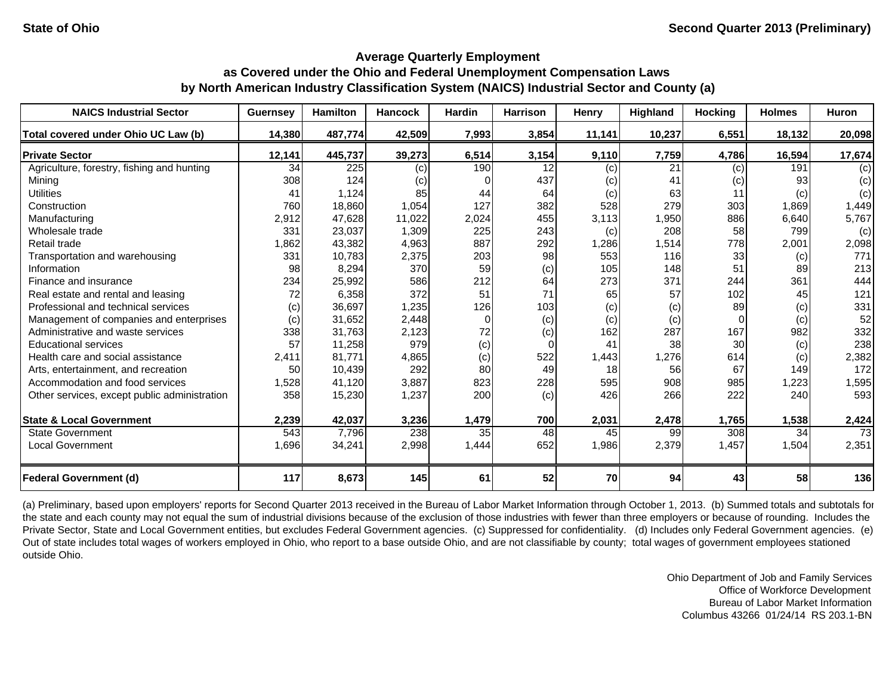State of Ohio

Second Quarter 2013 (Preliminary)

# Average Quarterly Employment as Covered under the Ohio and Federal Unemployment Compensation Laws by North American Industry Classification System (NAICS) Industrial Sector and County (a)

| NAICS Industrial Sector | Guernsey | Hamilton | Hancock | Hardin | Harrison | Henry | Highland | Hocking | Holmes | Huron |
|---|---|---|---|---|---|---|---|---|---|---|
| **Total covered under Ohio UC Law (b)** | **14,380** | **487,774** | **42,509** | **7,993** | **3,854** | **11,141** | **10,237** | **6,551** | **18,132** | **20,098** |
| **Private Sector** | **12,141** | **445,737** | **39,273** | **6,514** | **3,154** | **9,110** | **7,759** | **4,786** | **16,594** | **17,674** |
| Agriculture, forestry, fishing and hunting | 34 | 225 | (c) | 190 | 12 | (c) | 21 | (c) | 191 | (c) |
| Mining | 308 | 124 | (c) | 0 | 437 | (c) | 41 | (c) | 93 | (c) |
| Utilities | 41 | 1,124 | 85 | 44 | 64 | (c) | 63 | 11 | (c) | (c) |
| Construction | 760 | 18,860 | 1,054 | 127 | 382 | 528 | 279 | 303 | 1,869 | 1,449 |
| Manufacturing | 2,912 | 47,628 | 11,022 | 2,024 | 455 | 3,113 | 1,950 | 886 | 6,640 | 5,767 |
| Wholesale trade | 331 | 23,037 | 1,309 | 225 | 243 | (c) | 208 | 58 | 799 | (c) |
| Retail trade | 1,862 | 43,382 | 4,963 | 887 | 292 | 1,286 | 1,514 | 778 | 2,001 | 2,098 |
| Transportation and warehousing | 331 | 10,783 | 2,375 | 203 | 98 | 553 | 116 | 33 | (c) | 771 |
| Information | 98 | 8,294 | 370 | 59 | (c) | 105 | 148 | 51 | 89 | 213 |
| Finance and insurance | 234 | 25,992 | 586 | 212 | 64 | 273 | 371 | 244 | 361 | 444 |
| Real estate and rental and leasing | 72 | 6,358 | 372 | 51 | 71 | 65 | 57 | 102 | 45 | 121 |
| Professional and technical services | (c) | 36,697 | 1,235 | 126 | 103 | (c) | (c) | 89 | (c) | 331 |
| Management of companies and enterprises | (c) | 31,652 | 2,448 | 0 | (c) | (c) | (c) | 0 | (c) | 52 |
| Administrative and waste services | 338 | 31,763 | 2,123 | 72 | (c) | 162 | 287 | 167 | 982 | 332 |
| Educational services | 57 | 11,258 | 979 | (c) | 0 | 41 | 38 | 30 | (c) | 238 |
| Health care and social assistance | 2,411 | 81,771 | 4,865 | (c) | 522 | 1,443 | 1,276 | 614 | (c) | 2,382 |
| Arts, entertainment, and recreation | 50 | 10,439 | 292 | 80 | 49 | 18 | 56 | 67 | 149 | 172 |
| Accommodation and food services | 1,528 | 41,120 | 3,887 | 823 | 228 | 595 | 908 | 985 | 1,223 | 1,595 |
| Other services, except public administration | 358 | 15,230 | 1,237 | 200 | (c) | 426 | 266 | 222 | 240 | 593 |
| **State & Local Government** | **2,239** | **42,037** | **3,236** | **1,479** | **700** | **2,031** | **2,478** | **1,765** | **1,538** | **2,424** |
| State Government | 543 | 7,796 | 238 | 35 | 48 | 45 | 99 | 308 | 34 | 73 |
| Local Government | 1,696 | 34,241 | 2,998 | 1,444 | 652 | 1,986 | 2,379 | 1,457 | 1,504 | 2,351 |
| **Federal Government (d)** | **117** | **8,673** | **145** | **61** | **52** | **70** | **94** | **43** | **58** | **136** |

(a) Preliminary, based upon employers' reports for Second Quarter 2013 received in the Bureau of Labor Market Information through October 1, 2013. (b) Summed totals and subtotals for the state and each county may not equal the sum of industrial divisions because of the exclusion of those industries with fewer than three employers or because of rounding. Includes the Private Sector, State and Local Government entities, but excludes Federal Government agencies. (c) Suppressed for confidentiality. (d) Includes only Federal Government agencies. (e) Out of state includes total wages of workers employed in Ohio, who report to a base outside Ohio, and are not classifiable by county; total wages of government employees stationed outside Ohio.

Ohio Department of Job and Family Services
Office of Workforce Development
Bureau of Labor Market Information
Columbus 43266 01/24/14 RS 203.1-BN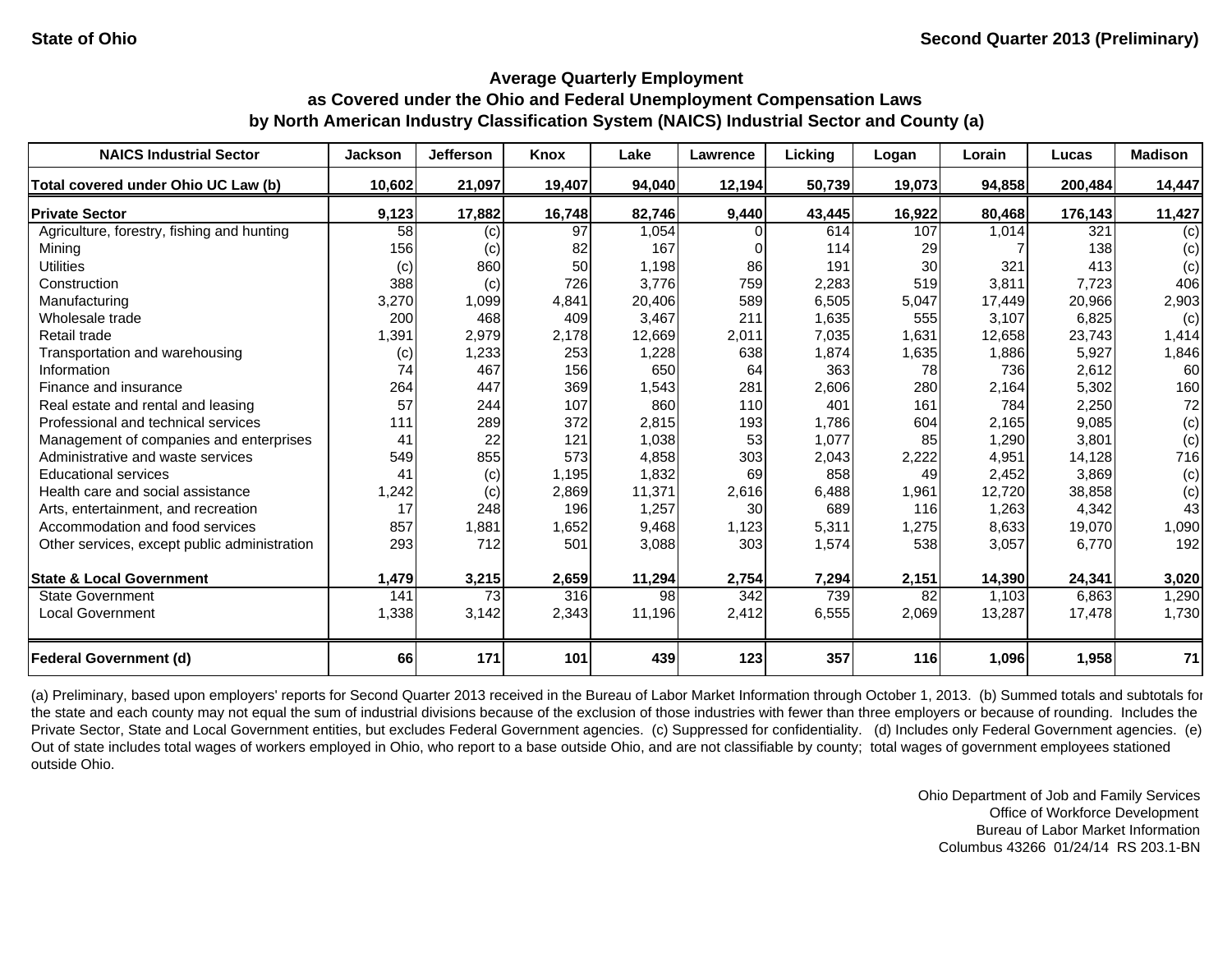State of Ohio — Second Quarter 2013 (Preliminary)

## Average Quarterly Employment as Covered under the Ohio and Federal Unemployment Compensation Laws by North American Industry Classification System (NAICS) Industrial Sector and County (a)

| NAICS Industrial Sector | Jackson | Jefferson | Knox | Lake | Lawrence | Licking | Logan | Lorain | Lucas | Madison |
|---|---|---|---|---|---|---|---|---|---|---|
| **Total covered under Ohio UC Law (b)** | **10,602** | **21,097** | **19,407** | **94,040** | **12,194** | **50,739** | **19,073** | **94,858** | **200,484** | **14,447** |
| **Private Sector** | **9,123** | **17,882** | **16,748** | **82,746** | **9,440** | **43,445** | **16,922** | **80,468** | **176,143** | **11,427** |
| Agriculture, forestry, fishing and hunting | 58 | (c) | 97 | 1,054 | 0 | 614 | 107 | 1,014 | 321 | (c) |
| Mining | 156 | (c) | 82 | 167 | 0 | 114 | 29 | 7 | 138 | (c) |
| Utilities | (c) | 860 | 50 | 1,198 | 86 | 191 | 30 | 321 | 413 | (c) |
| Construction | 388 | (c) | 726 | 3,776 | 759 | 2,283 | 519 | 3,811 | 7,723 | 406 |
| Manufacturing | 3,270 | 1,099 | 4,841 | 20,406 | 589 | 6,505 | 5,047 | 17,449 | 20,966 | 2,903 |
| Wholesale trade | 200 | 468 | 409 | 3,467 | 211 | 1,635 | 555 | 3,107 | 6,825 | (c) |
| Retail trade | 1,391 | 2,979 | 2,178 | 12,669 | 2,011 | 7,035 | 1,631 | 12,658 | 23,743 | 1,414 |
| Transportation and warehousing | (c) | 1,233 | 253 | 1,228 | 638 | 1,874 | 1,635 | 1,886 | 5,927 | 1,846 |
| Information | 74 | 467 | 156 | 650 | 64 | 363 | 78 | 736 | 2,612 | 60 |
| Finance and insurance | 264 | 447 | 369 | 1,543 | 281 | 2,606 | 280 | 2,164 | 5,302 | 160 |
| Real estate and rental and leasing | 57 | 244 | 107 | 860 | 110 | 401 | 161 | 784 | 2,250 | 72 |
| Professional and technical services | 111 | 289 | 372 | 2,815 | 193 | 1,786 | 604 | 2,165 | 9,085 | (c) |
| Management of companies and enterprises | 41 | 22 | 121 | 1,038 | 53 | 1,077 | 85 | 1,290 | 3,801 | (c) |
| Administrative and waste services | 549 | 855 | 573 | 4,858 | 303 | 2,043 | 2,222 | 4,951 | 14,128 | 716 |
| Educational services | 41 | (c) | 1,195 | 1,832 | 69 | 858 | 49 | 2,452 | 3,869 | (c) |
| Health care and social assistance | 1,242 | (c) | 2,869 | 11,371 | 2,616 | 6,488 | 1,961 | 12,720 | 38,858 | (c) |
| Arts, entertainment, and recreation | 17 | 248 | 196 | 1,257 | 30 | 689 | 116 | 1,263 | 4,342 | 43 |
| Accommodation and food services | 857 | 1,881 | 1,652 | 9,468 | 1,123 | 5,311 | 1,275 | 8,633 | 19,070 | 1,090 |
| Other services, except public administration | 293 | 712 | 501 | 3,088 | 303 | 1,574 | 538 | 3,057 | 6,770 | 192 |
| **State & Local Government** | **1,479** | **3,215** | **2,659** | **11,294** | **2,754** | **7,294** | **2,151** | **14,390** | **24,341** | **3,020** |
| State Government | 141 | 73 | 316 | 98 | 342 | 739 | 82 | 1,103 | 6,863 | 1,290 |
| Local Government | 1,338 | 3,142 | 2,343 | 11,196 | 2,412 | 6,555 | 2,069 | 13,287 | 17,478 | 1,730 |
| **Federal Government (d)** | **66** | **171** | **101** | **439** | **123** | **357** | **116** | **1,096** | **1,958** | **71** |

(a) Preliminary, based upon employers' reports for Second Quarter 2013 received in the Bureau of Labor Market Information through October 1, 2013. (b) Summed totals and subtotals for the state and each county may not equal the sum of industrial divisions because of the exclusion of those industries with fewer than three employers or because of rounding. Includes the Private Sector, State and Local Government entities, but excludes Federal Government agencies. (c) Suppressed for confidentiality. (d) Includes only Federal Government agencies. (e) Out of state includes total wages of workers employed in Ohio, who report to a base outside Ohio, and are not classifiable by county; total wages of government employees stationed outside Ohio.

Ohio Department of Job and Family Services
Office of Workforce Development
Bureau of Labor Market Information
Columbus 43266 01/24/14 RS 203.1-BN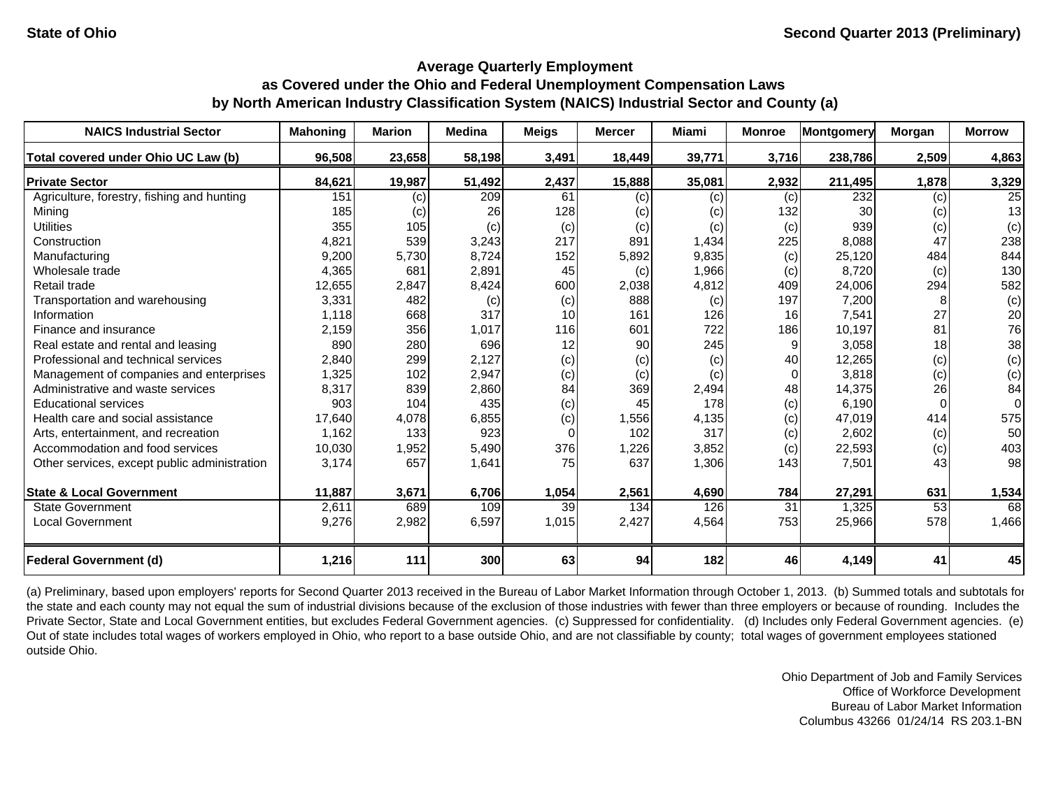State of Ohio | Second Quarter 2013 (Preliminary)

### Average Quarterly Employment
### as Covered under the Ohio and Federal Unemployment Compensation Laws
### by North American Industry Classification System (NAICS) Industrial Sector and County (a)

| NAICS Industrial Sector | Mahoning | Marion | Medina | Meigs | Mercer | Miami | Monroe | Montgomery | Morgan | Morrow |
|---|---|---|---|---|---|---|---|---|---|---|
| **Total covered under Ohio UC Law (b)** | **96,508** | **23,658** | **58,198** | **3,491** | **18,449** | **39,771** | **3,716** | **238,786** | **2,509** | **4,863** |
| **Private Sector** | **84,621** | **19,987** | **51,492** | **2,437** | **15,888** | **35,081** | **2,932** | **211,495** | **1,878** | **3,329** |
| Agriculture, forestry, fishing and hunting | 151 | (c) | 209 | 61 | (c) | (c) | (c) | 232 | (c) | 25 |
| Mining | 185 | (c) | 26 | 128 | (c) | (c) | 132 | 30 | (c) | 13 |
| Utilities | 355 | 105 | (c) | (c) | (c) | (c) | (c) | 939 | (c) | (c) |
| Construction | 4,821 | 539 | 3,243 | 217 | 891 | 1,434 | 225 | 8,088 | 47 | 238 |
| Manufacturing | 9,200 | 5,730 | 8,724 | 152 | 5,892 | 9,835 | (c) | 25,120 | 484 | 844 |
| Wholesale trade | 4,365 | 681 | 2,891 | 45 | (c) | 1,966 | (c) | 8,720 | (c) | 130 |
| Retail trade | 12,655 | 2,847 | 8,424 | 600 | 2,038 | 4,812 | 409 | 24,006 | 294 | 582 |
| Transportation and warehousing | 3,331 | 482 | (c) | (c) | 888 | (c) | 197 | 7,200 | 8 | (c) |
| Information | 1,118 | 668 | 317 | 10 | 161 | 126 | 16 | 7,541 | 27 | 20 |
| Finance and insurance | 2,159 | 356 | 1,017 | 116 | 601 | 722 | 186 | 10,197 | 81 | 76 |
| Real estate and rental and leasing | 890 | 280 | 696 | 12 | 90 | 245 | 9 | 3,058 | 18 | 38 |
| Professional and technical services | 2,840 | 299 | 2,127 | (c) | (c) | (c) | 40 | 12,265 | (c) | (c) |
| Management of companies and enterprises | 1,325 | 102 | 2,947 | (c) | (c) | (c) | 0 | 3,818 | (c) | (c) |
| Administrative and waste services | 8,317 | 839 | 2,860 | 84 | 369 | 2,494 | 48 | 14,375 | 26 | 84 |
| Educational services | 903 | 104 | 435 | (c) | 45 | 178 | (c) | 6,190 | 0 | 0 |
| Health care and social assistance | 17,640 | 4,078 | 6,855 | (c) | 1,556 | 4,135 | (c) | 47,019 | 414 | 575 |
| Arts, entertainment, and recreation | 1,162 | 133 | 923 | 0 | 102 | 317 | (c) | 2,602 | (c) | 50 |
| Accommodation and food services | 10,030 | 1,952 | 5,490 | 376 | 1,226 | 3,852 | (c) | 22,593 | (c) | 403 |
| Other services, except public administration | 3,174 | 657 | 1,641 | 75 | 637 | 1,306 | 143 | 7,501 | 43 | 98 |
| **State & Local Government** | **11,887** | **3,671** | **6,706** | **1,054** | **2,561** | **4,690** | **784** | **27,291** | **631** | **1,534** |
| State Government | 2,611 | 689 | 109 | 39 | 134 | 126 | 31 | 1,325 | 53 | 68 |
| Local Government | 9,276 | 2,982 | 6,597 | 1,015 | 2,427 | 4,564 | 753 | 25,966 | 578 | 1,466 |
| **Federal Government (d)** | **1,216** | **111** | **300** | **63** | **94** | **182** | **46** | **4,149** | **41** | **45** |

(a) Preliminary, based upon employers' reports for Second Quarter 2013 received in the Bureau of Labor Market Information through October 1, 2013. (b) Summed totals and subtotals for the state and each county may not equal the sum of industrial divisions because of the exclusion of those industries with fewer than three employers or because of rounding. Includes the Private Sector, State and Local Government entities, but excludes Federal Government agencies. (c) Suppressed for confidentiality. (d) Includes only Federal Government agencies. (e) Out of state includes total wages of workers employed in Ohio, who report to a base outside Ohio, and are not classifiable by county; total wages of government employees stationed outside Ohio.

Ohio Department of Job and Family Services
Office of Workforce Development
Bureau of Labor Market Information
Columbus 43266 01/24/14 RS 203.1-BN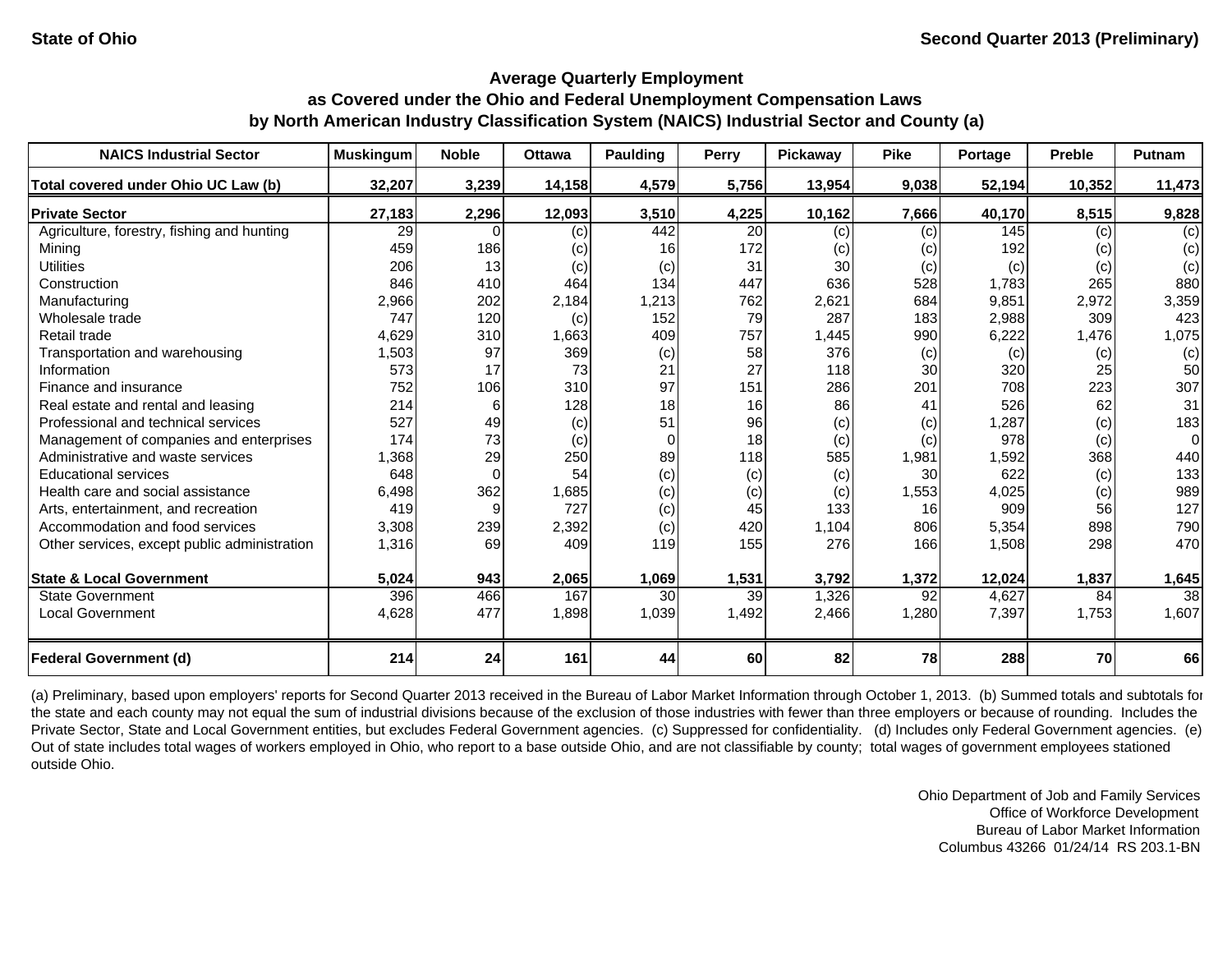State of Ohio

Second Quarter 2013 (Preliminary)

## Average Quarterly Employment
## as Covered under the Ohio and Federal Unemployment Compensation Laws
## by North American Industry Classification System (NAICS) Industrial Sector and County (a)

| NAICS Industrial Sector | Muskingum | Noble | Ottawa | Paulding | Perry | Pickaway | Pike | Portage | Preble | Putnam |
|---|---|---|---|---|---|---|---|---|---|---|
| **Total covered under Ohio UC Law (b)** | **32,207** | **3,239** | **14,158** | **4,579** | **5,756** | **13,954** | **9,038** | **52,194** | **10,352** | **11,473** |
| **Private Sector** | **27,183** | **2,296** | **12,093** | **3,510** | **4,225** | **10,162** | **7,666** | **40,170** | **8,515** | **9,828** |
| Agriculture, forestry, fishing and hunting | 29 | 0 | (c) | 442 | 20 | (c) | (c) | 145 | (c) | (c) |
| Mining | 459 | 186 | (c) | 16 | 172 | (c) | (c) | 192 | (c) | (c) |
| Utilities | 206 | 13 | (c) | (c) | 31 | 30 | (c) | (c) | (c) | (c) |
| Construction | 846 | 410 | 464 | 134 | 447 | 636 | 528 | 1,783 | 265 | 880 |
| Manufacturing | 2,966 | 202 | 2,184 | 1,213 | 762 | 2,621 | 684 | 9,851 | 2,972 | 3,359 |
| Wholesale trade | 747 | 120 | (c) | 152 | 79 | 287 | 183 | 2,988 | 309 | 423 |
| Retail trade | 4,629 | 310 | 1,663 | 409 | 757 | 1,445 | 990 | 6,222 | 1,476 | 1,075 |
| Transportation and warehousing | 1,503 | 97 | 369 | (c) | 58 | 376 | (c) | (c) | (c) | (c) |
| Information | 573 | 17 | 73 | 21 | 27 | 118 | 30 | 320 | 25 | 50 |
| Finance and insurance | 752 | 106 | 310 | 97 | 151 | 286 | 201 | 708 | 223 | 307 |
| Real estate and rental and leasing | 214 | 6 | 128 | 18 | 16 | 86 | 41 | 526 | 62 | 31 |
| Professional and technical services | 527 | 49 | (c) | 51 | 96 | (c) | (c) | 1,287 | (c) | 183 |
| Management of companies and enterprises | 174 | 73 | (c) | 0 | 18 | (c) | (c) | 978 | (c) | 0 |
| Administrative and waste services | 1,368 | 29 | 250 | 89 | 118 | 585 | 1,981 | 1,592 | 368 | 440 |
| Educational services | 648 | 0 | 54 | (c) | (c) | (c) | 30 | 622 | (c) | 133 |
| Health care and social assistance | 6,498 | 362 | 1,685 | (c) | (c) | (c) | 1,553 | 4,025 | (c) | 989 |
| Arts, entertainment, and recreation | 419 | 9 | 727 | (c) | 45 | 133 | 16 | 909 | 56 | 127 |
| Accommodation and food services | 3,308 | 239 | 2,392 | (c) | 420 | 1,104 | 806 | 5,354 | 898 | 790 |
| Other services, except public administration | 1,316 | 69 | 409 | 119 | 155 | 276 | 166 | 1,508 | 298 | 470 |
| **State & Local Government** | **5,024** | **943** | **2,065** | **1,069** | **1,531** | **3,792** | **1,372** | **12,024** | **1,837** | **1,645** |
| State Government | 396 | 466 | 167 | 30 | 39 | 1,326 | 92 | 4,627 | 84 | 38 |
| Local Government | 4,628 | 477 | 1,898 | 1,039 | 1,492 | 2,466 | 1,280 | 7,397 | 1,753 | 1,607 |
| **Federal Government (d)** | **214** | **24** | **161** | **44** | **60** | **82** | **78** | **288** | **70** | **66** |

(a) Preliminary, based upon employers' reports for Second Quarter 2013 received in the Bureau of Labor Market Information through October 1, 2013. (b) Summed totals and subtotals for the state and each county may not equal the sum of industrial divisions because of the exclusion of those industries with fewer than three employers or because of rounding. Includes the Private Sector, State and Local Government entities, but excludes Federal Government agencies. (c) Suppressed for confidentiality. (d) Includes only Federal Government agencies. (e) Out of state includes total wages of workers employed in Ohio, who report to a base outside Ohio, and are not classifiable by county; total wages of government employees stationed outside Ohio.

Ohio Department of Job and Family Services
Office of Workforce Development
Bureau of Labor Market Information
Columbus 43266 01/24/14 RS 203.1-BN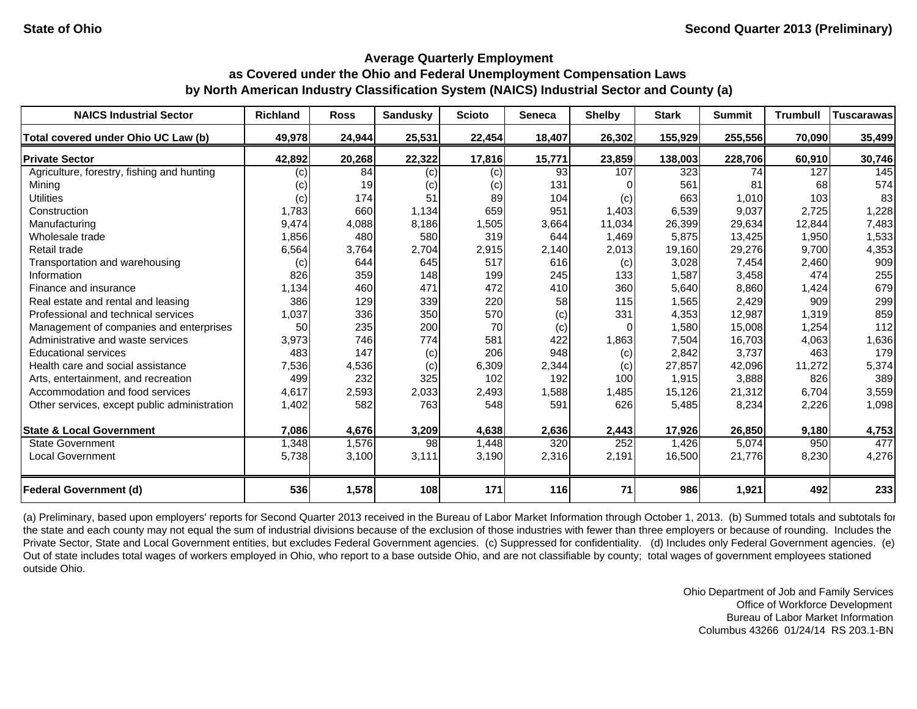State of Ohio

Second Quarter 2013 (Preliminary)

## Average Quarterly Employment as Covered under the Ohio and Federal Unemployment Compensation Laws by North American Industry Classification System (NAICS) Industrial Sector and County (a)

| NAICS Industrial Sector | Richland | Ross | Sandusky | Scioto | Seneca | Shelby | Stark | Summit | Trumbull | Tuscarawas |
|---|---|---|---|---|---|---|---|---|---|---|
| **Total covered under Ohio UC Law (b)** | **49,978** | **24,944** | **25,531** | **22,454** | **18,407** | **26,302** | **155,929** | **255,556** | **70,090** | **35,499** |
| **Private Sector** | **42,892** | **20,268** | **22,322** | **17,816** | **15,771** | **23,859** | **138,003** | **228,706** | **60,910** | **30,746** |
| Agriculture, forestry, fishing and hunting | (c) | 84 | (c) | (c) | 93 | 107 | 323 | 74 | 127 | 145 |
| Mining | (c) | 19 | (c) | (c) | 131 | 0 | 561 | 81 | 68 | 574 |
| Utilities | (c) | 174 | 51 | 89 | 104 | (c) | 663 | 1,010 | 103 | 83 |
| Construction | 1,783 | 660 | 1,134 | 659 | 951 | 1,403 | 6,539 | 9,037 | 2,725 | 1,228 |
| Manufacturing | 9,474 | 4,088 | 8,186 | 1,505 | 3,664 | 11,034 | 26,399 | 29,634 | 12,844 | 7,483 |
| Wholesale trade | 1,856 | 480 | 580 | 319 | 644 | 1,469 | 5,875 | 13,425 | 1,950 | 1,533 |
| Retail trade | 6,564 | 3,764 | 2,704 | 2,915 | 2,140 | 2,013 | 19,160 | 29,276 | 9,700 | 4,353 |
| Transportation and warehousing | (c) | 644 | 645 | 517 | 616 | (c) | 3,028 | 7,454 | 2,460 | 909 |
| Information | 826 | 359 | 148 | 199 | 245 | 133 | 1,587 | 3,458 | 474 | 255 |
| Finance and insurance | 1,134 | 460 | 471 | 472 | 410 | 360 | 5,640 | 8,860 | 1,424 | 679 |
| Real estate and rental and leasing | 386 | 129 | 339 | 220 | 58 | 115 | 1,565 | 2,429 | 909 | 299 |
| Professional and technical services | 1,037 | 336 | 350 | 570 | (c) | 331 | 4,353 | 12,987 | 1,319 | 859 |
| Management of companies and enterprises | 50 | 235 | 200 | 70 | (c) | 0 | 1,580 | 15,008 | 1,254 | 112 |
| Administrative and waste services | 3,973 | 746 | 774 | 581 | 422 | 1,863 | 7,504 | 16,703 | 4,063 | 1,636 |
| Educational services | 483 | 147 | (c) | 206 | 948 | (c) | 2,842 | 3,737 | 463 | 179 |
| Health care and social assistance | 7,536 | 4,536 | (c) | 6,309 | 2,344 | (c) | 27,857 | 42,096 | 11,272 | 5,374 |
| Arts, entertainment, and recreation | 499 | 232 | 325 | 102 | 192 | 100 | 1,915 | 3,888 | 826 | 389 |
| Accommodation and food services | 4,617 | 2,593 | 2,033 | 2,493 | 1,588 | 1,485 | 15,126 | 21,312 | 6,704 | 3,559 |
| Other services, except public administration | 1,402 | 582 | 763 | 548 | 591 | 626 | 5,485 | 8,234 | 2,226 | 1,098 |
| **State & Local Government** | **7,086** | **4,676** | **3,209** | **4,638** | **2,636** | **2,443** | **17,926** | **26,850** | **9,180** | **4,753** |
| State Government | 1,348 | 1,576 | 98 | 1,448 | 320 | 252 | 1,426 | 5,074 | 950 | 477 |
| Local Government | 5,738 | 3,100 | 3,111 | 3,190 | 2,316 | 2,191 | 16,500 | 21,776 | 8,230 | 4,276 |
| **Federal Government (d)** | **536** | **1,578** | **108** | **171** | **116** | **71** | **986** | **1,921** | **492** | **233** |

(a) Preliminary, based upon employers' reports for Second Quarter 2013 received in the Bureau of Labor Market Information through October 1, 2013. (b) Summed totals and subtotals for the state and each county may not equal the sum of industrial divisions because of the exclusion of those industries with fewer than three employers or because of rounding. Includes the Private Sector, State and Local Government entities, but excludes Federal Government agencies. (c) Suppressed for confidentiality. (d) Includes only Federal Government agencies. (e) Out of state includes total wages of workers employed in Ohio, who report to a base outside Ohio, and are not classifiable by county; total wages of government employees stationed outside Ohio.

Ohio Department of Job and Family Services
Office of Workforce Development
Bureau of Labor Market Information
Columbus 43266 01/24/14 RS 203.1-BN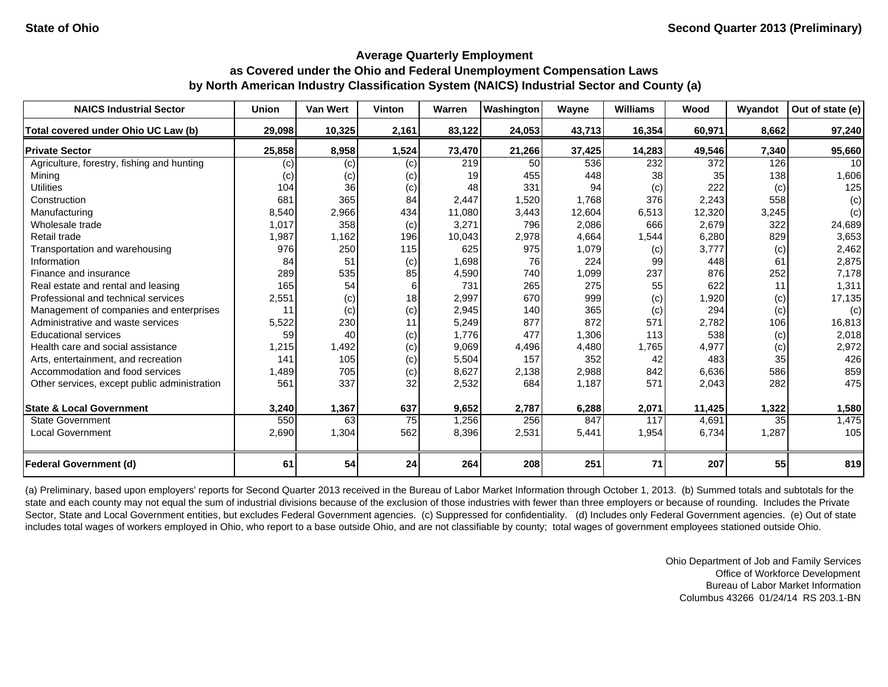State of Ohio | Second Quarter 2013 (Preliminary)

### Average Quarterly Employment as Covered under the Ohio and Federal Unemployment Compensation Laws by North American Industry Classification System (NAICS) Industrial Sector and County (a)

| NAICS Industrial Sector | Union | Van Wert | Vinton | Warren | Washington | Wayne | Williams | Wood | Wyandot | Out of state (e) |
|---|---|---|---|---|---|---|---|---|---|---|
| **Total covered under Ohio UC Law (b)** | **29,098** | **10,325** | **2,161** | **83,122** | **24,053** | **43,713** | **16,354** | **60,971** | **8,662** | **97,240** |
| **Private Sector** | **25,858** | **8,958** | **1,524** | **73,470** | **21,266** | **37,425** | **14,283** | **49,546** | **7,340** | **95,660** |
| Agriculture, forestry, fishing and hunting | (c) | (c) | (c) | 219 | 50 | 536 | 232 | 372 | 126 | 10 |
| Mining | (c) | (c) | (c) | 19 | 455 | 448 | 38 | 35 | 138 | 1,606 |
| Utilities | 104 | 36 | (c) | 48 | 331 | 94 | (c) | 222 | (c) | 125 |
| Construction | 681 | 365 | 84 | 2,447 | 1,520 | 1,768 | 376 | 2,243 | 558 | (c) |
| Manufacturing | 8,540 | 2,966 | 434 | 11,080 | 3,443 | 12,604 | 6,513 | 12,320 | 3,245 | (c) |
| Wholesale trade | 1,017 | 358 | (c) | 3,271 | 796 | 2,086 | 666 | 2,679 | 322 | 24,689 |
| Retail trade | 1,987 | 1,162 | 196 | 10,043 | 2,978 | 4,664 | 1,544 | 6,280 | 829 | 3,653 |
| Transportation and warehousing | 976 | 250 | 115 | 625 | 975 | 1,079 | (c) | 3,777 | (c) | 2,462 |
| Information | 84 | 51 | (c) | 1,698 | 76 | 224 | 99 | 448 | 61 | 2,875 |
| Finance and insurance | 289 | 535 | 85 | 4,590 | 740 | 1,099 | 237 | 876 | 252 | 7,178 |
| Real estate and rental and leasing | 165 | 54 | 6 | 731 | 265 | 275 | 55 | 622 | 11 | 1,311 |
| Professional and technical services | 2,551 | (c) | 18 | 2,997 | 670 | 999 | (c) | 1,920 | (c) | 17,135 |
| Management of companies and enterprises | 11 | (c) | (c) | 2,945 | 140 | 365 | (c) | 294 | (c) | (c) |
| Administrative and waste services | 5,522 | 230 | 11 | 5,249 | 877 | 872 | 571 | 2,782 | 106 | 16,813 |
| Educational services | 59 | 40 | (c) | 1,776 | 477 | 1,306 | 113 | 538 | (c) | 2,018 |
| Health care and social assistance | 1,215 | 1,492 | (c) | 9,069 | 4,496 | 4,480 | 1,765 | 4,977 | (c) | 2,972 |
| Arts, entertainment, and recreation | 141 | 105 | (c) | 5,504 | 157 | 352 | 42 | 483 | 35 | 426 |
| Accommodation and food services | 1,489 | 705 | (c) | 8,627 | 2,138 | 2,988 | 842 | 6,636 | 586 | 859 |
| Other services, except public administration | 561 | 337 | 32 | 2,532 | 684 | 1,187 | 571 | 2,043 | 282 | 475 |
| **State & Local Government** | **3,240** | **1,367** | **637** | **9,652** | **2,787** | **6,288** | **2,071** | **11,425** | **1,322** | **1,580** |
| State Government | 550 | 63 | 75 | 1,256 | 256 | 847 | 117 | 4,691 | 35 | 1,475 |
| Local Government | 2,690 | 1,304 | 562 | 8,396 | 2,531 | 5,441 | 1,954 | 6,734 | 1,287 | 105 |
| **Federal Government (d)** | **61** | **54** | **24** | **264** | **208** | **251** | **71** | **207** | **55** | **819** |

(a) Preliminary, based upon employers' reports for Second Quarter 2013 received in the Bureau of Labor Market Information through October 1, 2013. (b) Summed totals and subtotals for the state and each county may not equal the sum of industrial divisions because of the exclusion of those industries with fewer than three employers or because of rounding. Includes the Private Sector, State and Local Government entities, but excludes Federal Government agencies. (c) Suppressed for confidentiality. (d) Includes only Federal Government agencies. (e) Out of state includes total wages of workers employed in Ohio, who report to a base outside Ohio, and are not classifiable by county; total wages of government employees stationed outside Ohio.

Ohio Department of Job and Family Services
Office of Workforce Development
Bureau of Labor Market Information
Columbus 43266 01/24/14 RS 203.1-BN